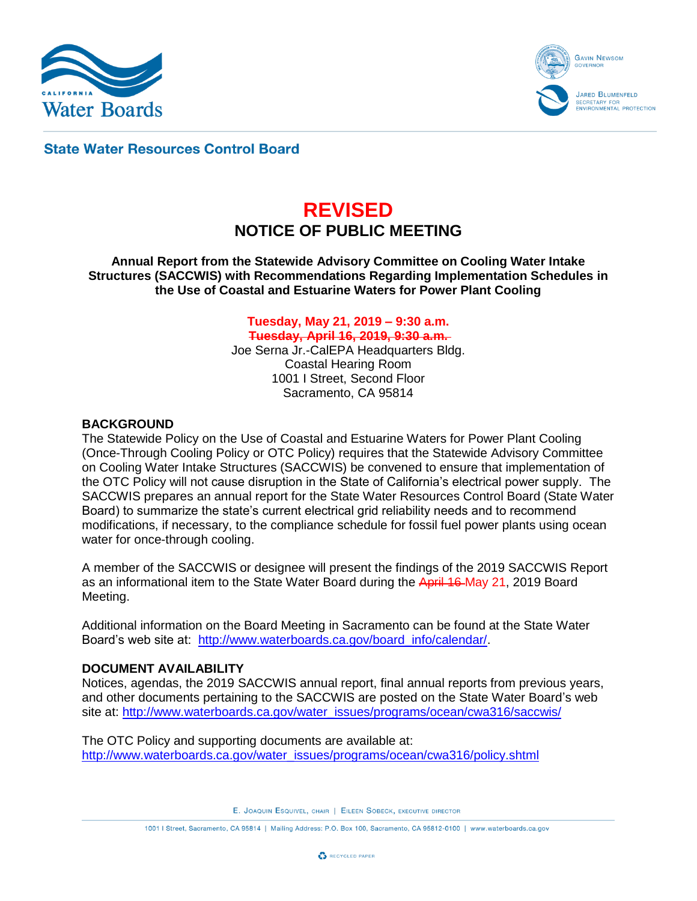State Water Resources Control Board

# REVISED

## NOTICE OF PUBLIC MEETING

**Annual Report from the Statewide Advisory Committee on Cooling Water Intake Structures (SACCWIS) with Recommendations Regarding Implementation Schedules in the Use of Coastal and Estuarine Waters for Power Plant Cooling**

**Tuesday, May 21, 2019 – 9:30 a.m.**
~~**Tuesday, April 16, 2019, 9:30 a.m.**~~
Joe Serna Jr.-CalEPA Headquarters Bldg.
Coastal Hearing Room
1001 I Street, Second Floor
Sacramento, CA 95814

### BACKGROUND

The Statewide Policy on the Use of Coastal and Estuarine Waters for Power Plant Cooling (Once-Through Cooling Policy or OTC Policy) requires that the Statewide Advisory Committee on Cooling Water Intake Structures (SACCWIS) be convened to ensure that implementation of the OTC Policy will not cause disruption in the State of California's electrical power supply. The SACCWIS prepares an annual report for the State Water Resources Control Board (State Water Board) to summarize the state's current electrical grid reliability needs and to recommend modifications, if necessary, to the compliance schedule for fossil fuel power plants using ocean water for once-through cooling.

A member of the SACCWIS or designee will present the findings of the 2019 SACCWIS Report as an informational item to the State Water Board during the ~~April 16~~ May 21, 2019 Board Meeting.

Additional information on the Board Meeting in Sacramento can be found at the State Water Board's web site at: http://www.waterboards.ca.gov/board_info/calendar/.

### DOCUMENT AVAILABILITY

Notices, agendas, the 2019 SACCWIS annual report, final annual reports from previous years, and other documents pertaining to the SACCWIS are posted on the State Water Board's web site at: http://www.waterboards.ca.gov/water_issues/programs/ocean/cwa316/saccwis/

The OTC Policy and supporting documents are available at:
http://www.waterboards.ca.gov/water_issues/programs/ocean/cwa316/policy.shtml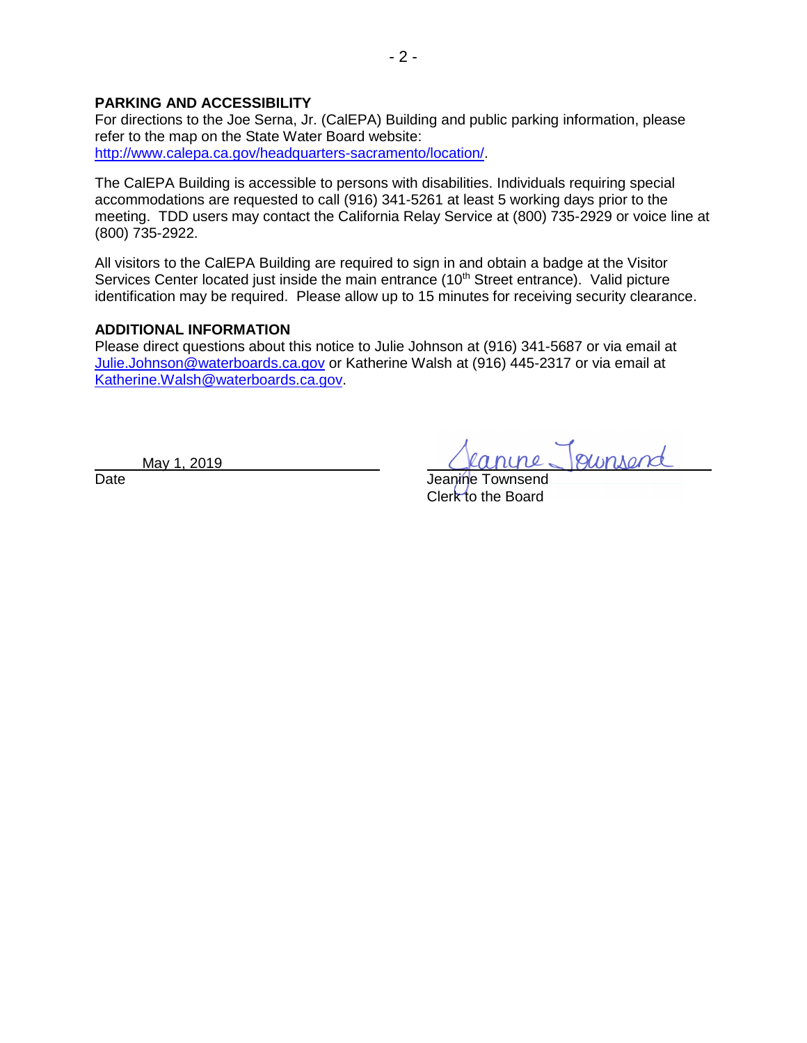## PARKING AND ACCESSIBILITY

For directions to the Joe Serna, Jr. (CalEPA) Building and public parking information, please refer to the map on the State Water Board website: http://www.calepa.ca.gov/headquarters-sacramento/location/.

The CalEPA Building is accessible to persons with disabilities. Individuals requiring special accommodations are requested to call (916) 341-5261 at least 5 working days prior to the meeting. TDD users may contact the California Relay Service at (800) 735-2929 or voice line at (800) 735-2922.

All visitors to the CalEPA Building are required to sign in and obtain a badge at the Visitor Services Center located just inside the main entrance (10th Street entrance). Valid picture identification may be required. Please allow up to 15 minutes for receiving security clearance.

## ADDITIONAL INFORMATION

Please direct questions about this notice to Julie Johnson at (916) 341-5687 or via email at Julie.Johnson@waterboards.ca.gov or Katherine Walsh at (916) 445-2317 or via email at Katherine.Walsh@waterboards.ca.gov.

May 1, 2019
Date

Jeanine Townsend
Jeanine Townsend
Clerk to the Board